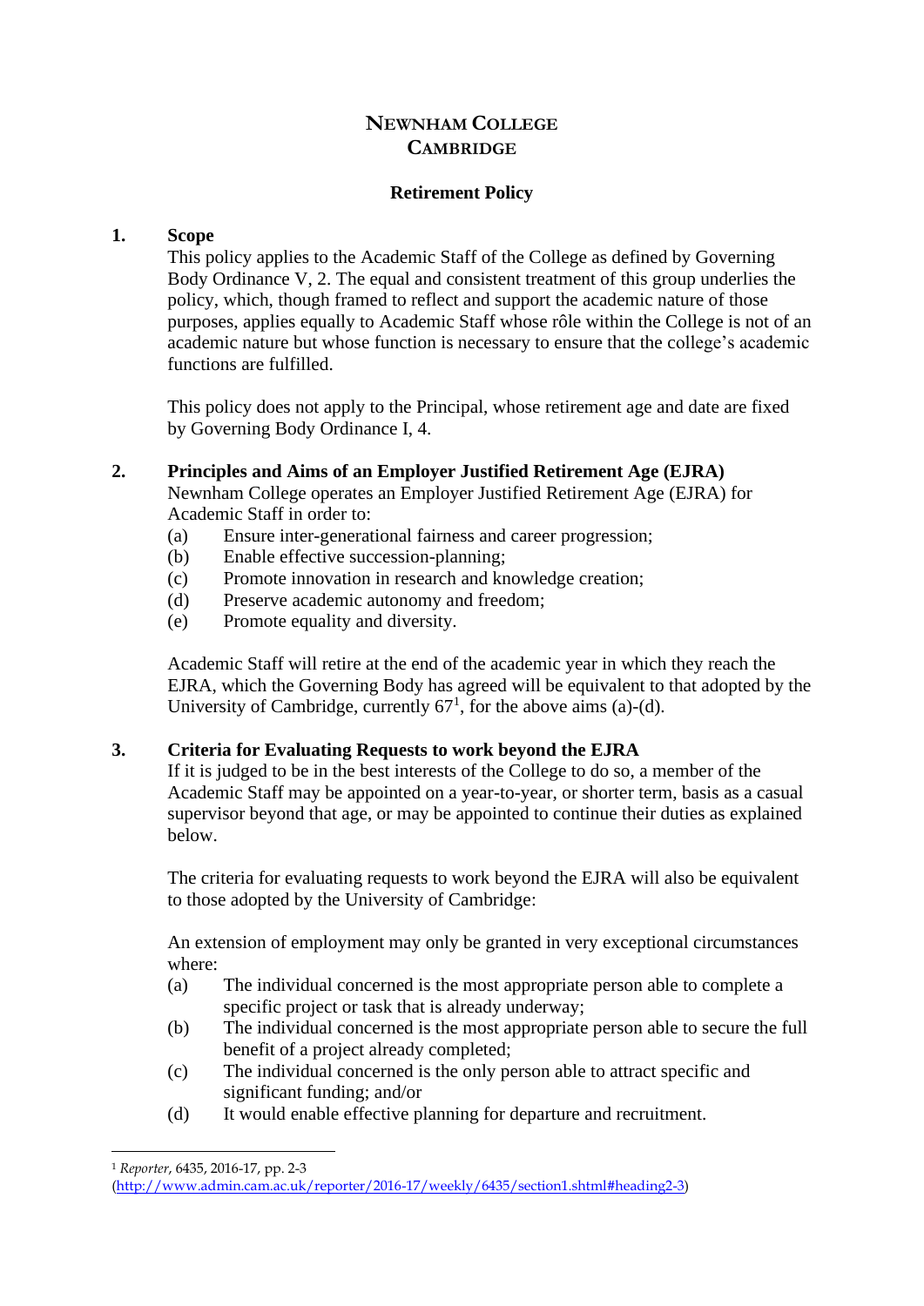# Newnham College
# Cambridge

## Retirement Policy

**1. Scope**

This policy applies to the Academic Staff of the College as defined by Governing Body Ordinance V, 2. The equal and consistent treatment of this group underlies the policy, which, though framed to reflect and support the academic nature of those purposes, applies equally to Academic Staff whose rôle within the College is not of an academic nature but whose function is necessary to ensure that the college's academic functions are fulfilled.

This policy does not apply to the Principal, whose retirement age and date are fixed by Governing Body Ordinance I, 4.

**2. Principles and Aims of an Employer Justified Retirement Age (EJRA)**

Newnham College operates an Employer Justified Retirement Age (EJRA) for Academic Staff in order to:

(a) Ensure inter-generational fairness and career progression;
(b) Enable effective succession-planning;
(c) Promote innovation in research and knowledge creation;
(d) Preserve academic autonomy and freedom;
(e) Promote equality and diversity.

Academic Staff will retire at the end of the academic year in which they reach the EJRA, which the Governing Body has agreed will be equivalent to that adopted by the University of Cambridge, currently 67[1], for the above aims (a)-(d).

**3. Criteria for Evaluating Requests to work beyond the EJRA**

If it is judged to be in the best interests of the College to do so, a member of the Academic Staff may be appointed on a year-to-year, or shorter term, basis as a casual supervisor beyond that age, or may be appointed to continue their duties as explained below.

The criteria for evaluating requests to work beyond the EJRA will also be equivalent to those adopted by the University of Cambridge:

An extension of employment may only be granted in very exceptional circumstances where:

(a) The individual concerned is the most appropriate person able to complete a specific project or task that is already underway;
(b) The individual concerned is the most appropriate person able to secure the full benefit of a project already completed;
(c) The individual concerned is the only person able to attract specific and significant funding; and/or
(d) It would enable effective planning for departure and recruitment.

---

[1] *Reporter*, 6435, 2016-17, pp. 2-3 (http://www.admin.cam.ac.uk/reporter/2016-17/weekly/6435/section1.shtml#heading2-3)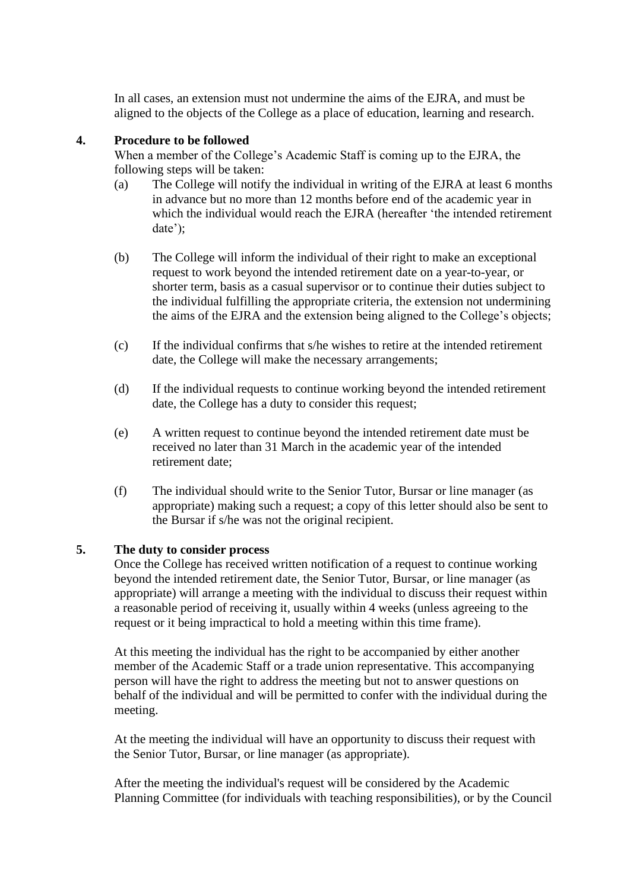In all cases, an extension must not undermine the aims of the EJRA, and must be aligned to the objects of the College as a place of education, learning and research.

## 4. Procedure to be followed

When a member of the College's Academic Staff is coming up to the EJRA, the following steps will be taken:

(a) The College will notify the individual in writing of the EJRA at least 6 months in advance but no more than 12 months before end of the academic year in which the individual would reach the EJRA (hereafter 'the intended retirement date');

(b) The College will inform the individual of their right to make an exceptional request to work beyond the intended retirement date on a year-to-year, or shorter term, basis as a casual supervisor or to continue their duties subject to the individual fulfilling the appropriate criteria, the extension not undermining the aims of the EJRA and the extension being aligned to the College's objects;

(c) If the individual confirms that s/he wishes to retire at the intended retirement date, the College will make the necessary arrangements;

(d) If the individual requests to continue working beyond the intended retirement date, the College has a duty to consider this request;

(e) A written request to continue beyond the intended retirement date must be received no later than 31 March in the academic year of the intended retirement date;

(f) The individual should write to the Senior Tutor, Bursar or line manager (as appropriate) making such a request; a copy of this letter should also be sent to the Bursar if s/he was not the original recipient.

## 5. The duty to consider process

Once the College has received written notification of a request to continue working beyond the intended retirement date, the Senior Tutor, Bursar, or line manager (as appropriate) will arrange a meeting with the individual to discuss their request within a reasonable period of receiving it, usually within 4 weeks (unless agreeing to the request or it being impractical to hold a meeting within this time frame).

At this meeting the individual has the right to be accompanied by either another member of the Academic Staff or a trade union representative. This accompanying person will have the right to address the meeting but not to answer questions on behalf of the individual and will be permitted to confer with the individual during the meeting.

At the meeting the individual will have an opportunity to discuss their request with the Senior Tutor, Bursar, or line manager (as appropriate).

After the meeting the individual's request will be considered by the Academic Planning Committee (for individuals with teaching responsibilities), or by the Council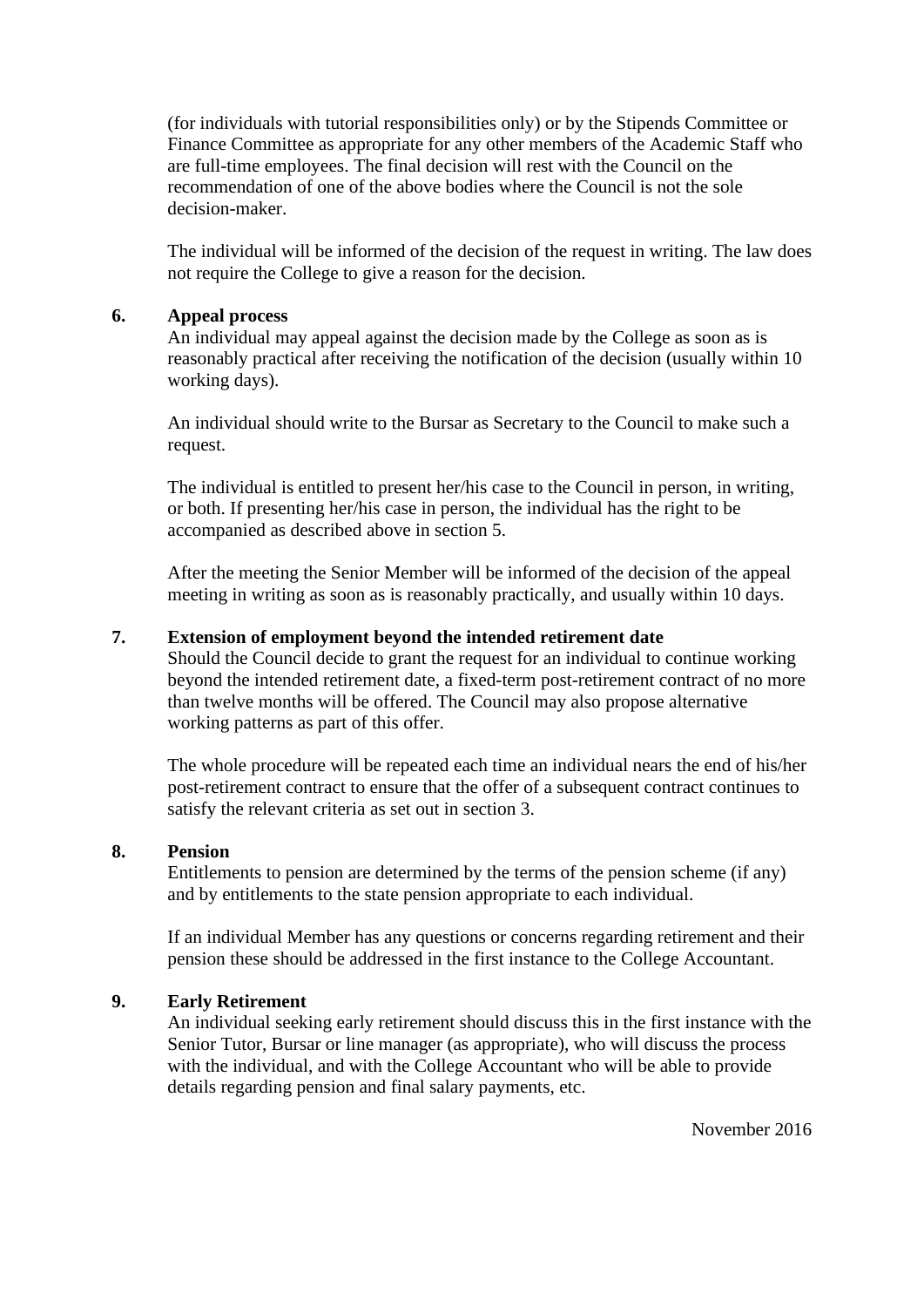(for individuals with tutorial responsibilities only) or by the Stipends Committee or Finance Committee as appropriate for any other members of the Academic Staff who are full-time employees. The final decision will rest with the Council on the recommendation of one of the above bodies where the Council is not the sole decision-maker.

The individual will be informed of the decision of the request in writing. The law does not require the College to give a reason for the decision.

## 6. Appeal process

An individual may appeal against the decision made by the College as soon as is reasonably practical after receiving the notification of the decision (usually within 10 working days).

An individual should write to the Bursar as Secretary to the Council to make such a request.

The individual is entitled to present her/his case to the Council in person, in writing, or both. If presenting her/his case in person, the individual has the right to be accompanied as described above in section 5.

After the meeting the Senior Member will be informed of the decision of the appeal meeting in writing as soon as is reasonably practically, and usually within 10 days.

## 7. Extension of employment beyond the intended retirement date

Should the Council decide to grant the request for an individual to continue working beyond the intended retirement date, a fixed-term post-retirement contract of no more than twelve months will be offered. The Council may also propose alternative working patterns as part of this offer.

The whole procedure will be repeated each time an individual nears the end of his/her post-retirement contract to ensure that the offer of a subsequent contract continues to satisfy the relevant criteria as set out in section 3.

## 8. Pension

Entitlements to pension are determined by the terms of the pension scheme (if any) and by entitlements to the state pension appropriate to each individual.

If an individual Member has any questions or concerns regarding retirement and their pension these should be addressed in the first instance to the College Accountant.

## 9. Early Retirement

An individual seeking early retirement should discuss this in the first instance with the Senior Tutor, Bursar or line manager (as appropriate), who will discuss the process with the individual, and with the College Accountant who will be able to provide details regarding pension and final salary payments, etc.

November 2016